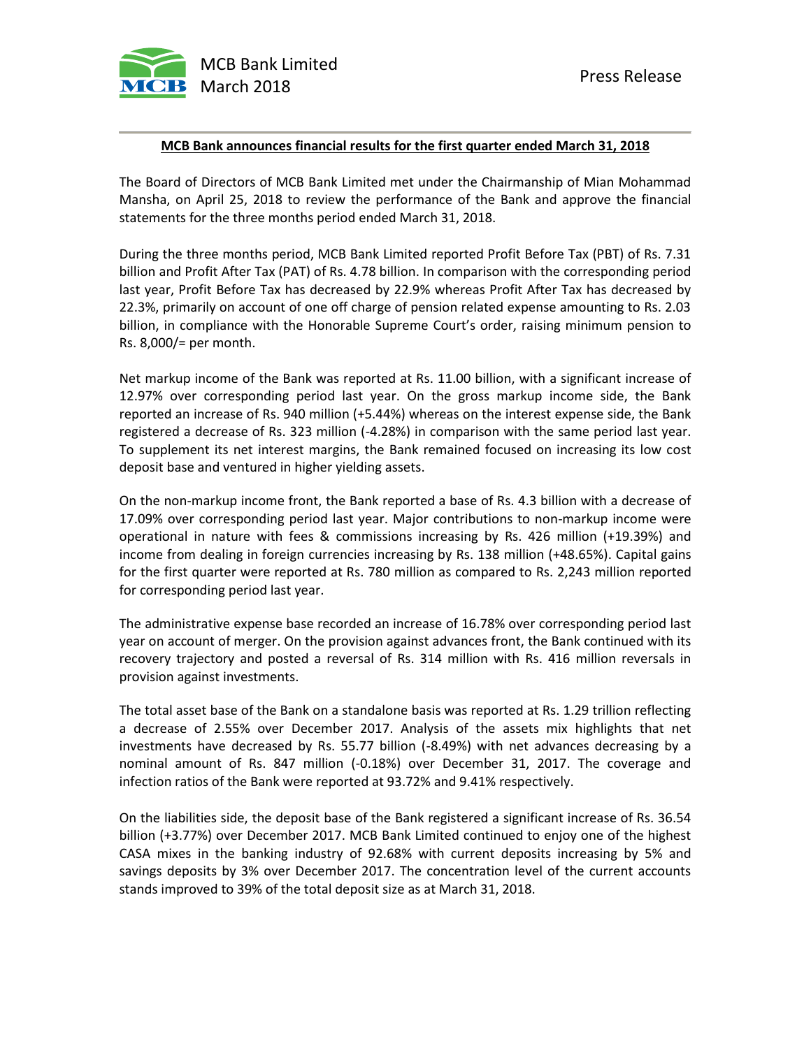MCB Bank Limited
March 2018

Press Release

**MCB Bank announces financial results for the first quarter ended March 31, 2018**

The Board of Directors of MCB Bank Limited met under the Chairmanship of Mian Mohammad Mansha, on April 25, 2018 to review the performance of the Bank and approve the financial statements for the three months period ended March 31, 2018.

During the three months period, MCB Bank Limited reported Profit Before Tax (PBT) of Rs. 7.31 billion and Profit After Tax (PAT) of Rs. 4.78 billion. In comparison with the corresponding period last year, Profit Before Tax has decreased by 22.9% whereas Profit After Tax has decreased by 22.3%, primarily on account of one off charge of pension related expense amounting to Rs. 2.03 billion, in compliance with the Honorable Supreme Court's order, raising minimum pension to Rs. 8,000/= per month.

Net markup income of the Bank was reported at Rs. 11.00 billion, with a significant increase of 12.97% over corresponding period last year. On the gross markup income side, the Bank reported an increase of Rs. 940 million (+5.44%) whereas on the interest expense side, the Bank registered a decrease of Rs. 323 million (-4.28%) in comparison with the same period last year. To supplement its net interest margins, the Bank remained focused on increasing its low cost deposit base and ventured in higher yielding assets.

On the non-markup income front, the Bank reported a base of Rs. 4.3 billion with a decrease of 17.09% over corresponding period last year. Major contributions to non-markup income were operational in nature with fees & commissions increasing by Rs. 426 million (+19.39%) and income from dealing in foreign currencies increasing by Rs. 138 million (+48.65%). Capital gains for the first quarter were reported at Rs. 780 million as compared to Rs. 2,243 million reported for corresponding period last year.

The administrative expense base recorded an increase of 16.78% over corresponding period last year on account of merger. On the provision against advances front, the Bank continued with its recovery trajectory and posted a reversal of Rs. 314 million with Rs. 416 million reversals in provision against investments.

The total asset base of the Bank on a standalone basis was reported at Rs. 1.29 trillion reflecting a decrease of 2.55% over December 2017. Analysis of the assets mix highlights that net investments have decreased by Rs. 55.77 billion (-8.49%) with net advances decreasing by a nominal amount of Rs. 847 million (-0.18%) over December 31, 2017. The coverage and infection ratios of the Bank were reported at 93.72% and 9.41% respectively.

On the liabilities side, the deposit base of the Bank registered a significant increase of Rs. 36.54 billion (+3.77%) over December 2017. MCB Bank Limited continued to enjoy one of the highest CASA mixes in the banking industry of 92.68% with current deposits increasing by 5% and savings deposits by 3% over December 2017. The concentration level of the current accounts stands improved to 39% of the total deposit size as at March 31, 2018.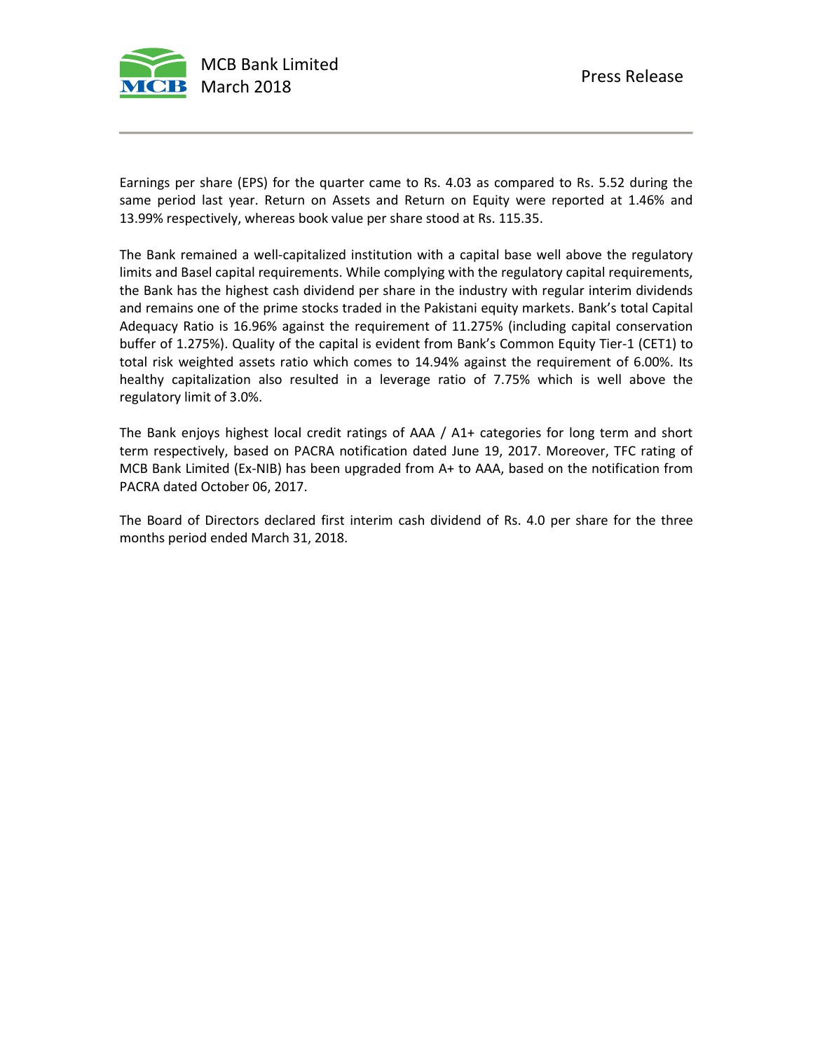Earnings per share (EPS) for the quarter came to Rs. 4.03 as compared to Rs. 5.52 during the same period last year. Return on Assets and Return on Equity were reported at 1.46% and 13.99% respectively, whereas book value per share stood at Rs. 115.35.

The Bank remained a well-capitalized institution with a capital base well above the regulatory limits and Basel capital requirements. While complying with the regulatory capital requirements, the Bank has the highest cash dividend per share in the industry with regular interim dividends and remains one of the prime stocks traded in the Pakistani equity markets. Bank's total Capital Adequacy Ratio is 16.96% against the requirement of 11.275% (including capital conservation buffer of 1.275%). Quality of the capital is evident from Bank's Common Equity Tier-1 (CET1) to total risk weighted assets ratio which comes to 14.94% against the requirement of 6.00%. Its healthy capitalization also resulted in a leverage ratio of 7.75% which is well above the regulatory limit of 3.0%.

The Bank enjoys highest local credit ratings of AAA / A1+ categories for long term and short term respectively, based on PACRA notification dated June 19, 2017. Moreover, TFC rating of MCB Bank Limited (Ex-NIB) has been upgraded from A+ to AAA, based on the notification from PACRA dated October 06, 2017.

The Board of Directors declared first interim cash dividend of Rs. 4.0 per share for the three months period ended March 31, 2018.